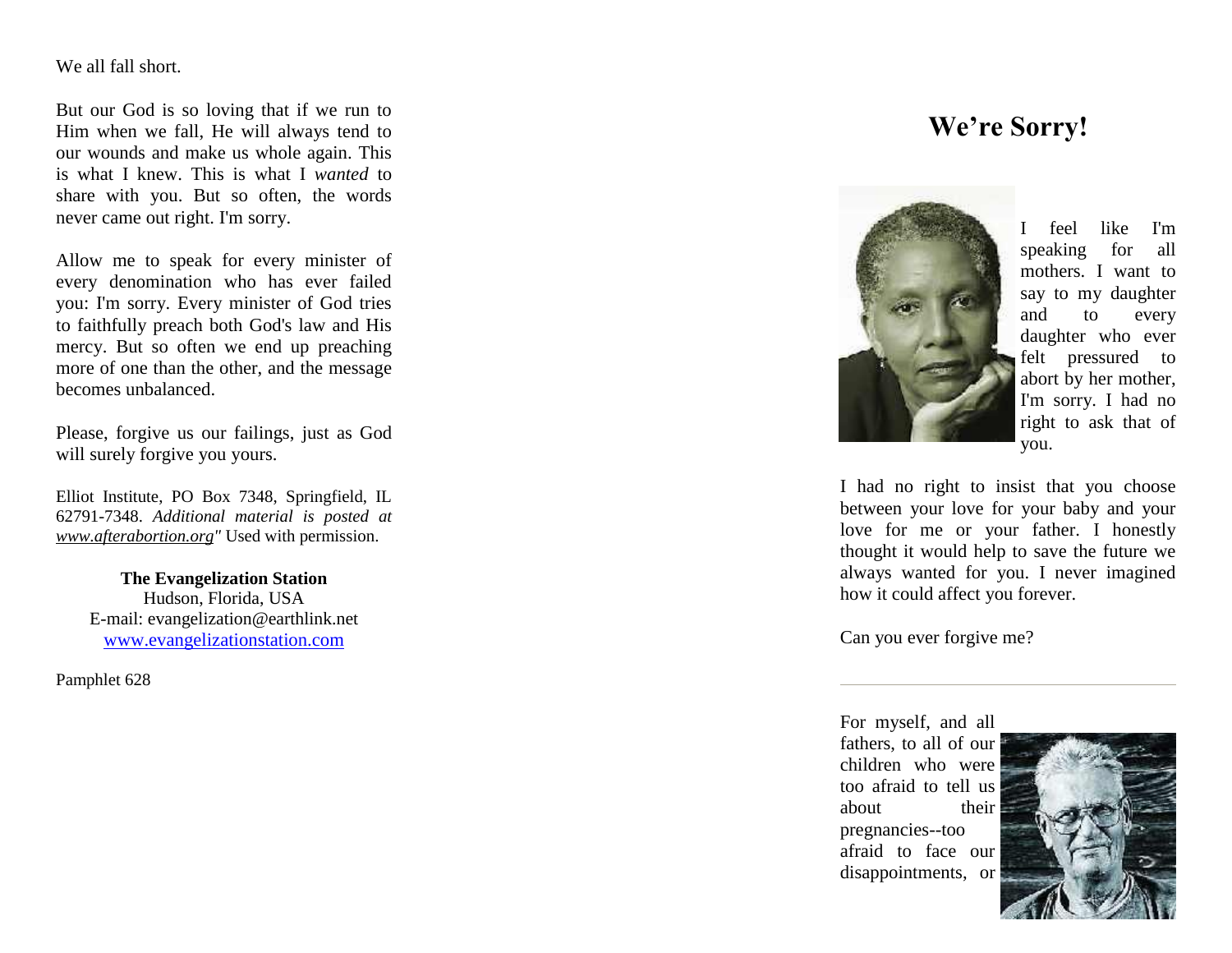We all fall short.

But our God is so loving that if we run to Him when we fall, He will always tend to our wounds and make us whole again. This is what I knew. This is what I *wanted* to share with you. But so often, the words never came out right. I'm sorry.

Allow me to speak for every minister of every denomination who has ever failed you: I'm sorry. Every minister of God tries to faithfully preach both God's law and His mercy. But so often we end up preaching more of one than the other, and the message becomes unbalanced.

Please, forgive us our failings, just as God will surely forgive you yours.

Elliot Institute, PO Box 7348, Springfield, IL 62791-7348. *Additional material is posted at [www.afterabortion.org](http://www.afterabortion.org)"* Used with permission.

**The Evangelization Station**
Hudson, Florida, USA
E-mail: evangelization@earthlink.net
[www.evangelizationstation.com](http://www.evangelizationstation.com)

Pamphlet 628

# We're Sorry!

I feel like I'm speaking for all mothers. I want to say to my daughter and to every daughter who ever felt pressured to abort by her mother, I'm sorry. I had no right to ask that of you.

I had no right to insist that you choose between your love for your baby and your love for me or your father. I honestly thought it would help to save the future we always wanted for you. I never imagined how it could affect you forever.

Can you ever forgive me?

---

For myself, and all fathers, to all of our children who were too afraid to tell us about their pregnancies--too afraid to face our disappointments, or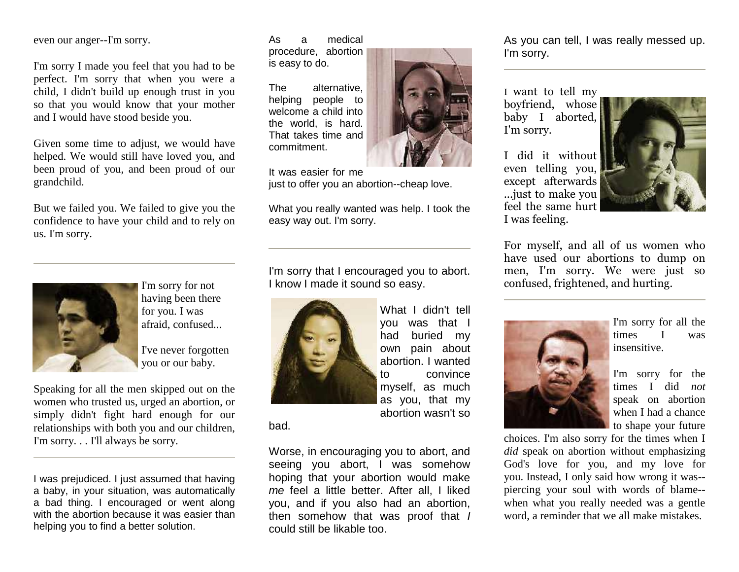even our anger--I'm sorry.

I'm sorry I made you feel that you had to be perfect. I'm sorry that when you were a child, I didn't build up enough trust in you so that you would know that your mother and I would have stood beside you.

Given some time to adjust, we would have helped. We would still have loved you, and been proud of you, and been proud of our grandchild.

But we failed you. We failed to give you the confidence to have your child and to rely on us. I'm sorry.

---

I'm sorry for not having been there for you. I was afraid, confused...

I've never forgotten you or our baby.

Speaking for all the men skipped out on the women who trusted us, urged an abortion, or simply didn't fight hard enough for our relationships with both you and our children, I'm sorry. . . I'll always be sorry.

---

I was prejudiced. I just assumed that having a baby, in your situation, was automatically a bad thing. I encouraged or went along with the abortion because it was easier than helping you to find a better solution.

As a medical procedure, abortion is easy to do.

The alternative, helping people to welcome a child into the world, is hard. That takes time and commitment.

It was easier for me just to offer you an abortion--cheap love.

What you really wanted was help. I took the easy way out. I'm sorry.

---

I'm sorry that I encouraged you to abort. I know I made it sound so easy.

What I didn't tell you was that I had buried my own pain about abortion. I wanted to convince myself, as much as you, that my abortion wasn't so bad.

Worse, in encouraging you to abort, and seeing you abort, I was somehow hoping that your abortion would make *me* feel a little better. After all, I liked you, and if you also had an abortion, then somehow that was proof that *I* could still be likable too.

As you can tell, I was really messed up. I'm sorry.

---

I want to tell my boyfriend, whose baby I aborted, I'm sorry.

I did it without even telling you, except afterwards ...just to make you feel the same hurt I was feeling.

For myself, and all of us women who have used our abortions to dump on men, I'm sorry. We were just so confused, frightened, and hurting.

---

I'm sorry for all the times I was insensitive.

I'm sorry for the times I did *not* speak on abortion when I had a chance to shape your future choices. I'm also sorry for the times when I *did* speak on abortion without emphasizing God's love for you, and my love for you. Instead, I only said how wrong it was--piercing your soul with words of blame--when what you really needed was a gentle word, a reminder that we all make mistakes.